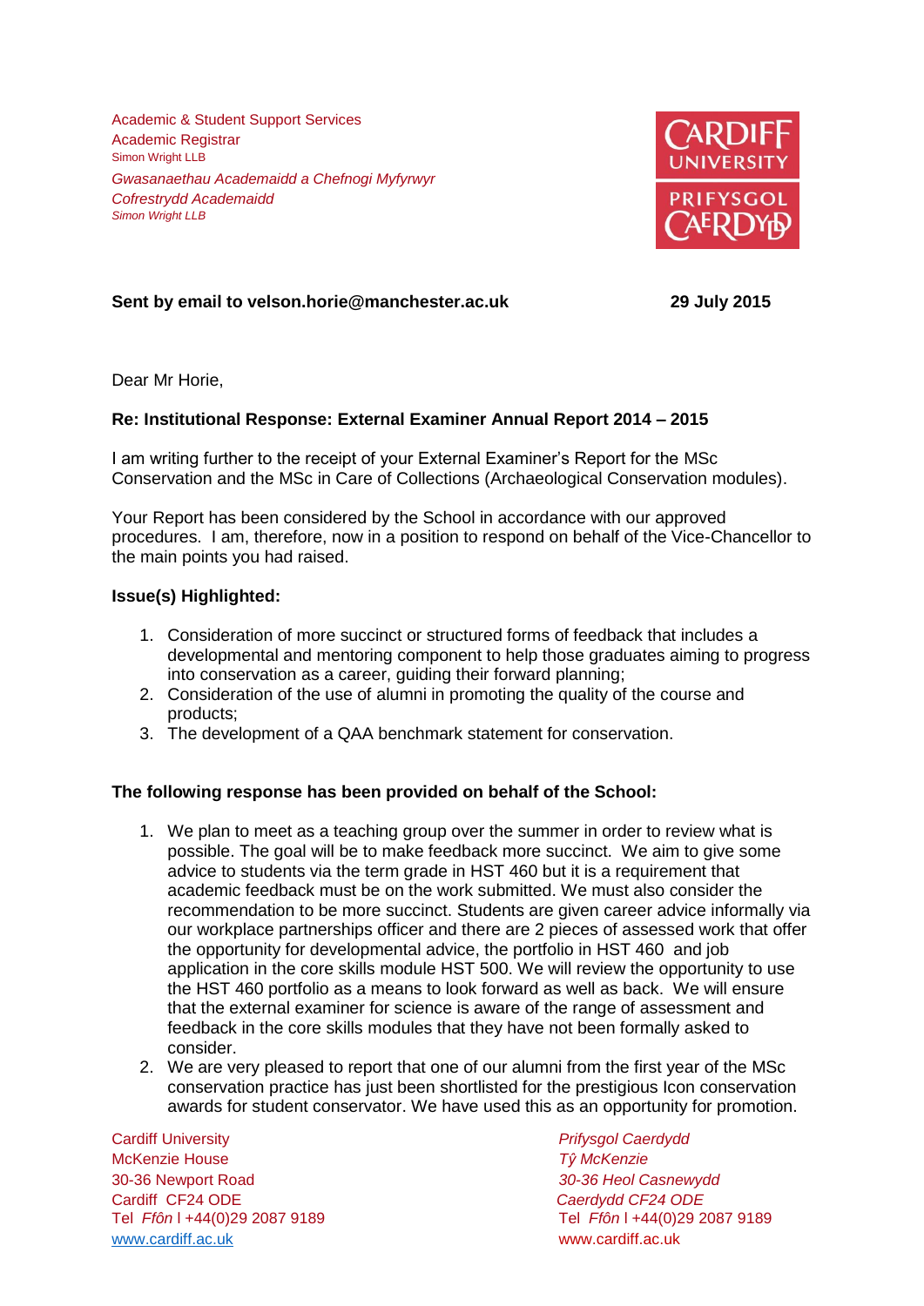Academic & Student Support Services
Academic Registrar
Simon Wright LLB

*Gwasanaethau Academaidd a Chefnogi Myfyrwyr*
*Cofrestrydd Academaidd*
*Simon Wright LLB*

**Sent by email to velson.horie@manchester.ac.uk** **29 July 2015**

Dear Mr Horie,

**Re: Institutional Response: External Examiner Annual Report 2014 – 2015**

I am writing further to the receipt of your External Examiner's Report for the MSc Conservation and the MSc in Care of Collections (Archaeological Conservation modules).

Your Report has been considered by the School in accordance with our approved procedures. I am, therefore, now in a position to respond on behalf of the Vice-Chancellor to the main points you had raised.

**Issue(s) Highlighted:**

1. Consideration of more succinct or structured forms of feedback that includes a developmental and mentoring component to help those graduates aiming to progress into conservation as a career, guiding their forward planning;
2. Consideration of the use of alumni in promoting the quality of the course and products;
3. The development of a QAA benchmark statement for conservation.

**The following response has been provided on behalf of the School:**

1. We plan to meet as a teaching group over the summer in order to review what is possible. The goal will be to make feedback more succinct. We aim to give some advice to students via the term grade in HST 460 but it is a requirement that academic feedback must be on the work submitted. We must also consider the recommendation to be more succinct. Students are given career advice informally via our workplace partnerships officer and there are 2 pieces of assessed work that offer the opportunity for developmental advice, the portfolio in HST 460 and job application in the core skills module HST 500. We will review the opportunity to use the HST 460 portfolio as a means to look forward as well as back. We will ensure that the external examiner for science is aware of the range of assessment and feedback in the core skills modules that they have not been formally asked to consider.
2. We are very pleased to report that one of our alumni from the first year of the MSc conservation practice has just been shortlisted for the prestigious Icon conservation awards for student conservator. We have used this as an opportunity for promotion.

Cardiff University
McKenzie House
30-36 Newport Road
Cardiff CF24 ODE
Tel *Ffôn* | +44(0)29 2087 9189
www.cardiff.ac.uk

*Prifysgol Caerdydd*
*Tŷ McKenzie*
*30-36 Heol Casnewydd*
*Caerdydd CF24 ODE*
Tel *Ffôn* | +44(0)29 2087 9189
www.cardiff.ac.uk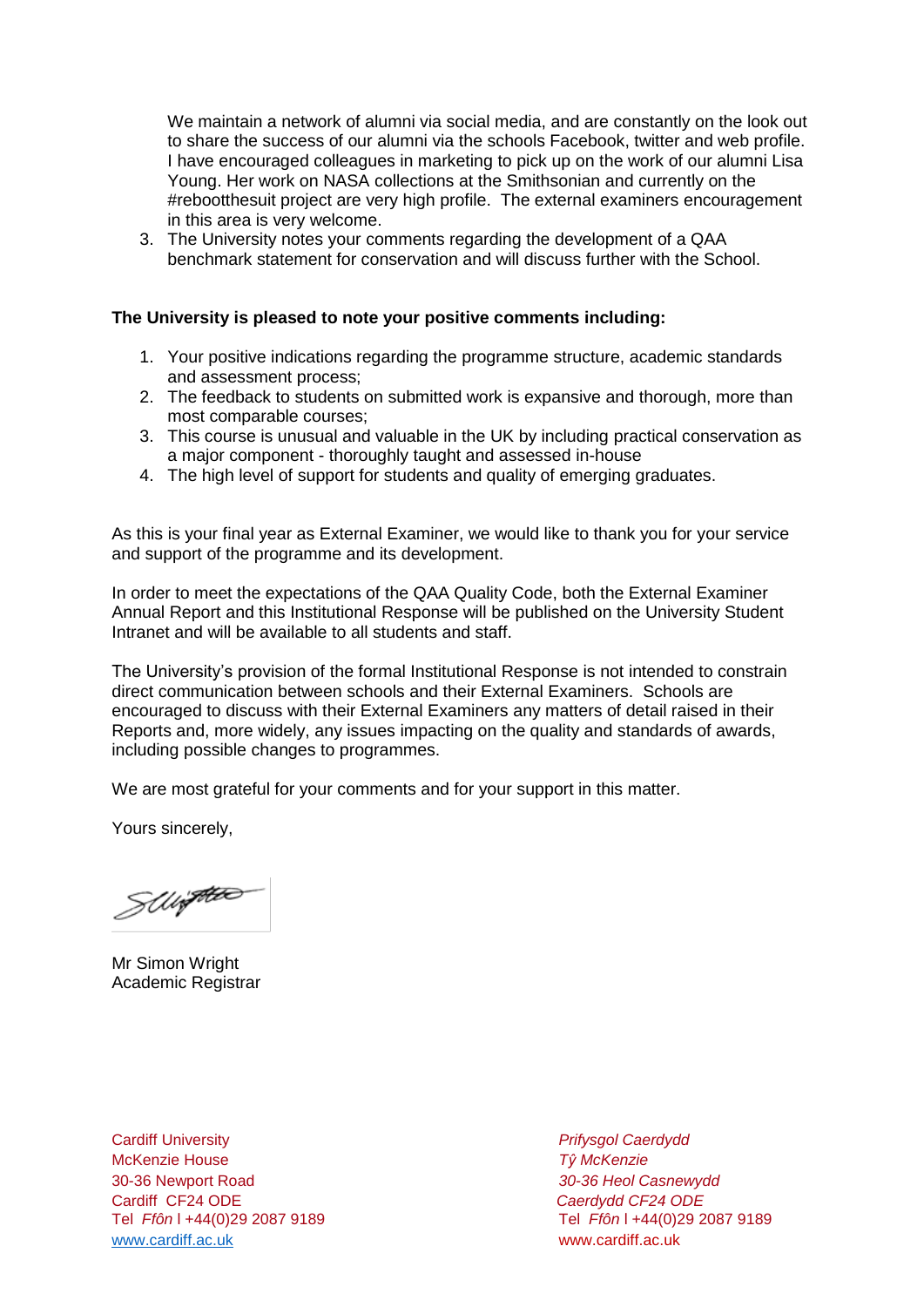We maintain a network of alumni via social media, and are constantly on the look out to share the success of our alumni via the schools Facebook, twitter and web profile. I have encouraged colleagues in marketing to pick up on the work of our alumni Lisa Young. Her work on NASA collections at the Smithsonian and currently on the #rebootthesuit project are very high profile. The external examiners encouragement in this area is very welcome.

3. The University notes your comments regarding the development of a QAA benchmark statement for conservation and will discuss further with the School.

**The University is pleased to note your positive comments including:**

1. Your positive indications regarding the programme structure, academic standards and assessment process;
2. The feedback to students on submitted work is expansive and thorough, more than most comparable courses;
3. This course is unusual and valuable in the UK by including practical conservation as a major component - thoroughly taught and assessed in-house
4. The high level of support for students and quality of emerging graduates.

As this is your final year as External Examiner, we would like to thank you for your service and support of the programme and its development.

In order to meet the expectations of the QAA Quality Code, both the External Examiner Annual Report and this Institutional Response will be published on the University Student Intranet and will be available to all students and staff.

The University's provision of the formal Institutional Response is not intended to constrain direct communication between schools and their External Examiners. Schools are encouraged to discuss with their External Examiners any matters of detail raised in their Reports and, more widely, any issues impacting on the quality and standards of awards, including possible changes to programmes.

We are most grateful for your comments and for your support in this matter.

Yours sincerely,

Mr Simon Wright
Academic Registrar

Cardiff University
McKenzie House
30-36 Newport Road
Cardiff CF24 ODE
Tel *Ffôn* l +44(0)29 2087 9189
www.cardiff.ac.uk

*Prifysgol Caerdydd*
*Tŷ McKenzie*
*30-36 Heol Casnewydd*
*Caerdydd CF24 ODE*
Tel *Ffôn* l +44(0)29 2087 9189
www.cardiff.ac.uk